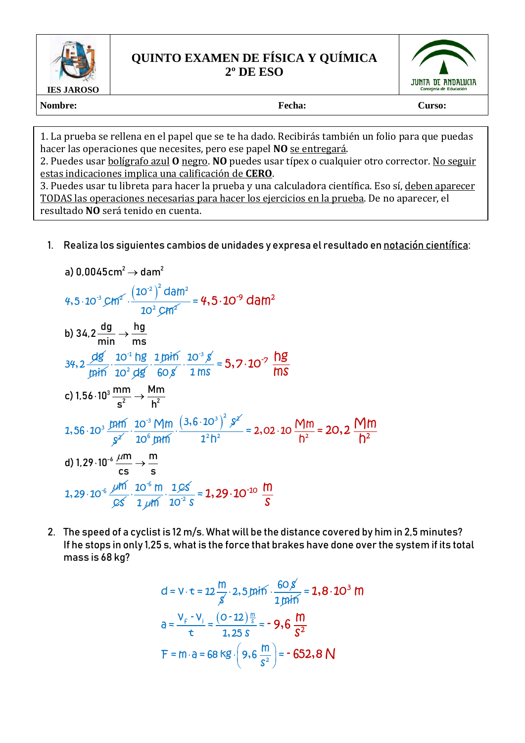| IES JAROSO | QUINTO EXAMEN DE FÍSICA Y QUÍMICA 2º DE ESO | JUNTA DE ANDALUCIA Consejería de Educación |
|---|---|---|
| **Nombre:** | **Fecha:** | **Curso:** |

1. La prueba se rellena en el papel que se te ha dado. Recibirás también un folio para que puedas hacer las operaciones que necesites, pero ese papel **NO** se entregará.
2. Puedes usar bolígrafo azul **O** negro. **NO** puedes usar típex o cualquier otro corrector. No seguir estas indicaciones implica una calificación de **CERO**.
3. Puedes usar tu libreta para hacer la prueba y una calculadora científica. Eso sí, deben aparecer TODAS las operaciones necesarias para hacer los ejercicios en la prueba. De no aparecer, el resultado **NO** será tenido en cuenta.

1. Realiza los siguientes cambios de unidades y expresa el resultado en notación científica:

a) $0{,}0045\,\text{cm}^2 \rightarrow \text{dam}^2$

$$4{,}5\cdot 10^{-3}\,\text{cm}^2 \cdot \frac{\left(10^{-2}\right)^2 \text{dam}^2}{10^2\,\text{cm}^2} = 4{,}5\cdot 10^{-9}\,\text{dam}^2$$

b) $34{,}2\,\dfrac{\text{dg}}{\text{min}} \rightarrow \dfrac{\text{hg}}{\text{ms}}$

$$34{,}2\,\frac{\text{dg}}{\text{min}} \cdot \frac{10^{-1}\,\text{hg}}{10^{2}\,\text{dg}} \cdot \frac{1\,\text{min}}{60\,\text{s}} \cdot \frac{10^{-3}\,\text{s}}{1\,\text{ms}} = 5{,}7\cdot 10^{-7}\,\frac{\text{hg}}{\text{ms}}$$

c) $1{,}56\cdot 10^{3}\,\dfrac{\text{mm}}{\text{s}^2} \rightarrow \dfrac{\text{Mm}}{\text{h}^2}$

$$1{,}56\cdot 10^{3}\,\frac{\text{mm}}{\text{s}^2} \cdot \frac{10^{-3}\,\text{Mm}}{10^{6}\,\text{mm}} \cdot \frac{\left(3{,}6\cdot 10^{3}\right)^2 \text{s}^2}{1^2\,\text{h}^2} = 2{,}02\cdot 10\,\frac{\text{Mm}}{\text{h}^2} = 20{,}2\,\frac{\text{Mm}}{\text{h}^2}$$

d) $1{,}29\cdot 10^{-6}\,\dfrac{\mu\text{m}}{\text{cs}} \rightarrow \dfrac{\text{m}}{\text{s}}$

$$1{,}29\cdot 10^{-6}\,\frac{\mu\text{m}}{\text{cs}} \cdot \frac{10^{-6}\,\text{m}}{1\,\mu\text{m}} \cdot \frac{1\,\text{cs}}{10^{-2}\,\text{s}} = 1{,}29\cdot 10^{-10}\,\frac{\text{m}}{\text{s}}$$

2. The speed of a cyclist is 12 m/s. What will be the distance covered by him in 2,5 minutes? If he stops in only 1,25 s, what is the force that brakes have done over the system if its total mass is 68 kg?

$$d = v\cdot t = 12\,\frac{\text{m}}{\text{s}} \cdot 2{,}5\,\text{min} \cdot \frac{60\,\text{s}}{1\,\text{min}} = 1{,}8\cdot 10^{3}\,\text{m}$$

$$a = \frac{v_f - v_i}{t} = \frac{(0-12)\,\frac{\text{m}}{\text{s}}}{1{,}25\,\text{s}} = -9{,}6\,\frac{\text{m}}{\text{s}^2}$$

$$F = m\cdot a = 68\,\text{kg}\cdot\left(9{,}6\,\frac{\text{m}}{\text{s}^2}\right) = -652{,}8\,\text{N}$$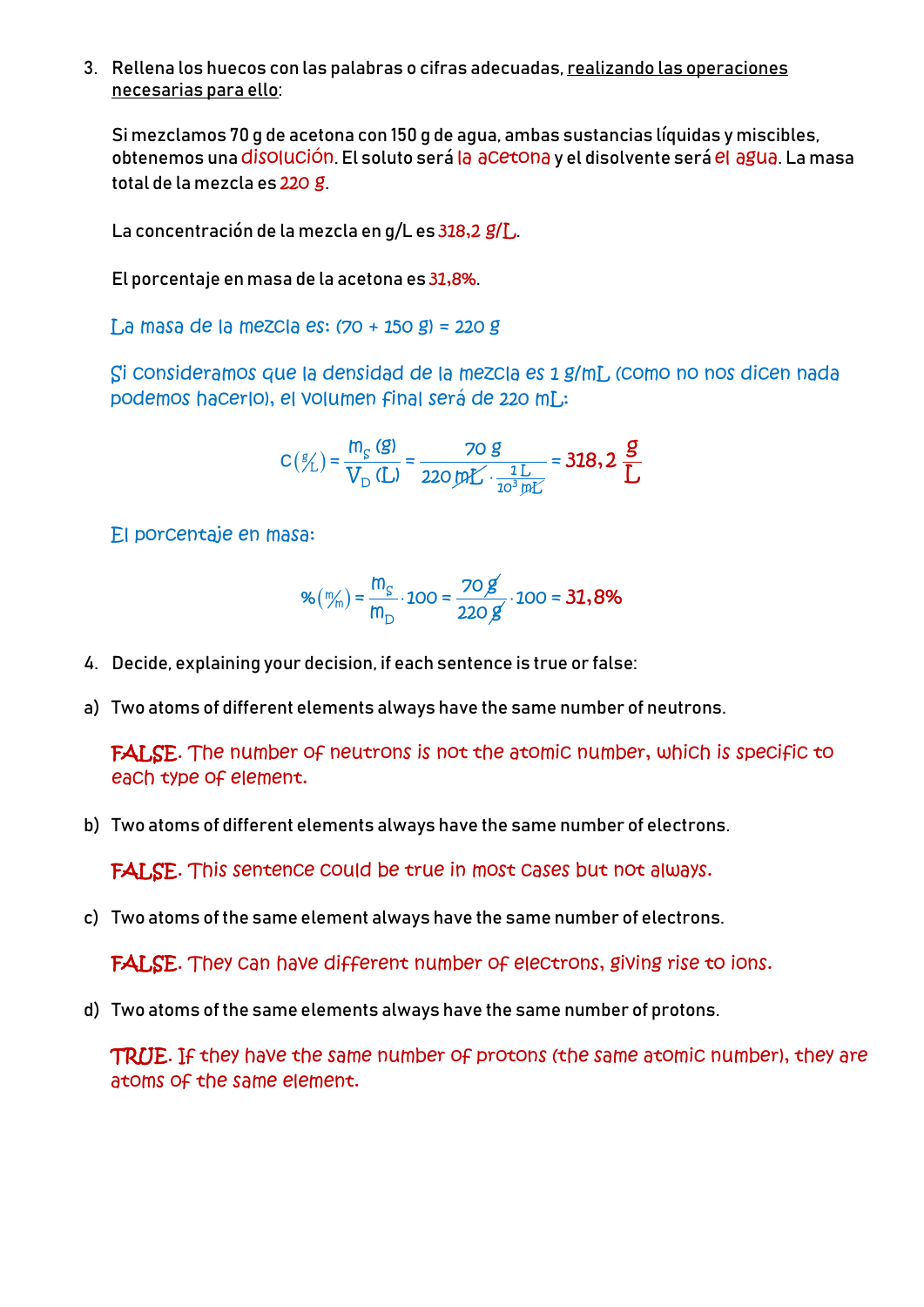3. Rellena los huecos con las palabras o cifras adecuadas, realizando las operaciones necesarias para ello:

   Si mezclamos 70 g de acetona con 150 g de agua, ambas sustancias líquidas y miscibles, obtenemos una disolución. El soluto será la acetona y el disolvente será el agua. La masa total de la mezcla es 220 g.

   La concentración de la mezcla en g/L es 318,2 g/L.

   El porcentaje en masa de la acetona es 31,8%.

   La masa de la mezcla es: (70 + 150 g) = 220 g

   Si consideramos que la densidad de la mezcla es 1 g/mL (como no nos dicen nada podemos hacerlo), el volumen final será de 220 mL:

$$c\left(\frac{g}{L}\right) = \frac{m_S\,(g)}{V_D\,(L)} = \frac{70\text{ g}}{220\text{ mL} \cdot \frac{1\text{ L}}{10^3\text{ mL}}} = 318,2\ \frac{\text{g}}{\text{L}}$$

   El porcentaje en masa:

$$\%\left(\frac{m}{m}\right) = \frac{m_S}{m_D} \cdot 100 = \frac{70\text{ g}}{220\text{ g}} \cdot 100 = 31,8\%$$

4. Decide, explaining your decision, if each sentence is true or false:

a) Two atoms of different elements always have the same number of neutrons.

   FALSE. The number of neutrons is not the atomic number, which is specific to each type of element.

b) Two atoms of different elements always have the same number of electrons.

   FALSE. This sentence could be true in most cases but not always.

c) Two atoms of the same element always have the same number of electrons.

   FALSE. They can have different number of electrons, giving rise to ions.

d) Two atoms of the same elements always have the same number of protons.

   TRUE. If they have the same number of protons (the same atomic number), they are atoms of the same element.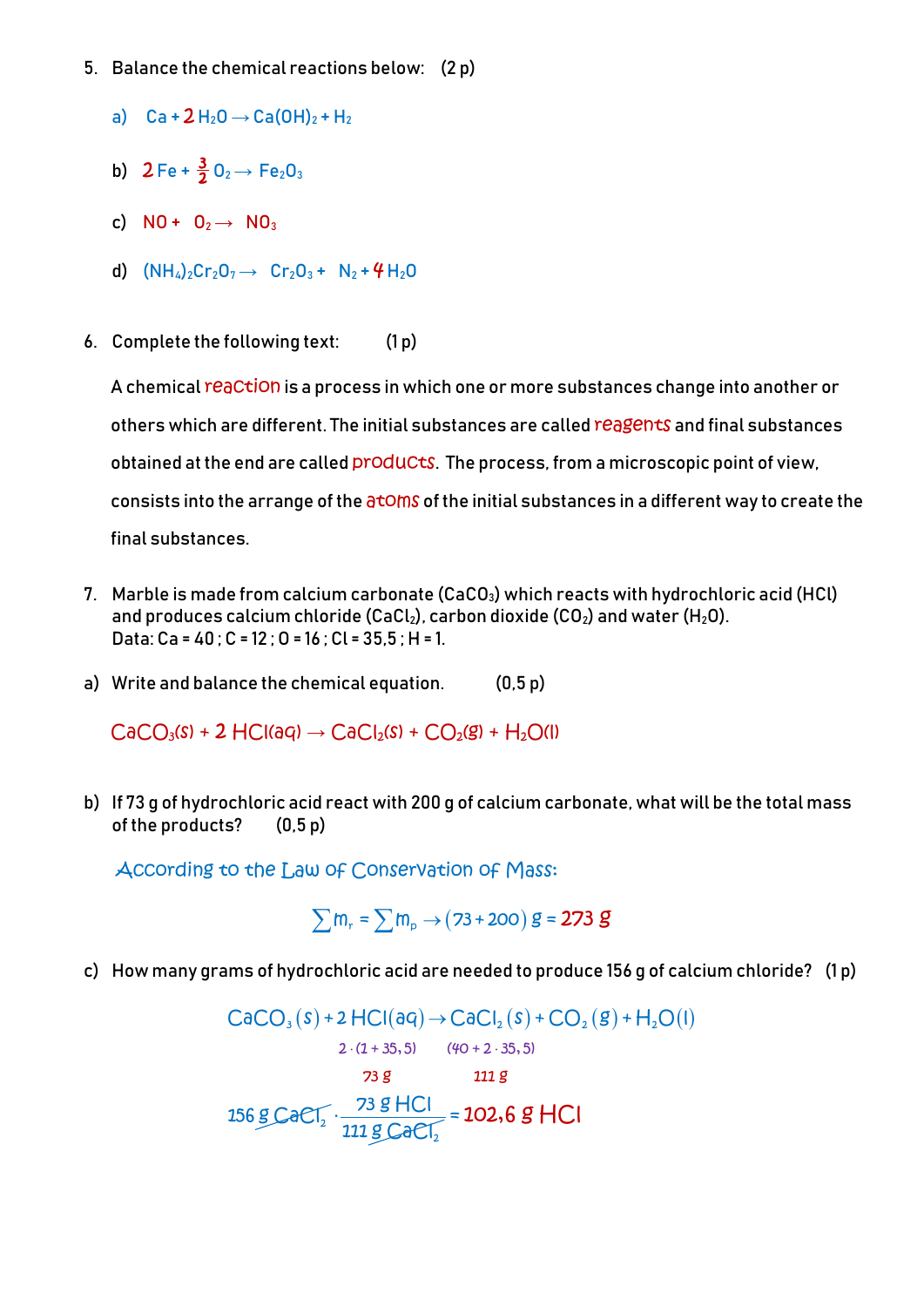5. Balance the chemical reactions below: (2 p)

   a) $Ca + 2\,H_2O \rightarrow Ca(OH)_2 + H_2$

   b) $2\,Fe + \frac{3}{2}\,O_2 \rightarrow Fe_2O_3$

   c) $NO + O_2 \rightarrow NO_3$

   d) $(NH_4)_2Cr_2O_7 \rightarrow Cr_2O_3 + N_2 + 4\,H_2O$

6. Complete the following text: (1 p)

   A chemical reaction is a process in which one or more substances change into another or others which are different. The initial substances are called reagents and final substances obtained at the end are called products. The process, from a microscopic point of view, consists into the arrange of the atoms of the initial substances in a different way to create the final substances.

7. Marble is made from calcium carbonate ($CaCO_3$) which reacts with hydrochloric acid ($HCl$) and produces calcium chloride ($CaCl_2$), carbon dioxide ($CO_2$) and water ($H_2O$).
   Data: Ca = 40 ; C = 12 ; O = 16 ; Cl = 35,5 ; H = 1.

a) Write and balance the chemical equation. (0,5 p)

$$CaCO_3(s) + 2\,HCl(aq) \rightarrow CaCl_2(s) + CO_2(g) + H_2O(l)$$

b) If 73 g of hydrochloric acid react with 200 g of calcium carbonate, what will be the total mass of the products? (0,5 p)

According to the Law of Conservation of Mass:

$$\sum m_r = \sum m_p \rightarrow (73 + 200)\text{ g} = 273\text{ g}$$

c) How many grams of hydrochloric acid are needed to produce 156 g of calcium chloride? (1 p)

$$CaCO_3(s) + 2\,HCl(aq) \rightarrow CaCl_2(s) + CO_2(g) + H_2O(l)$$

$$2 \cdot (1 + 35,5) \qquad (40 + 2 \cdot 35,5)$$

$$73\text{ g} \qquad 111\text{ g}$$

$$156\text{ g } CaCl_2 \cdot \frac{73\text{ g } HCl}{111\text{ g } CaCl_2} = 102,6\text{ g } HCl$$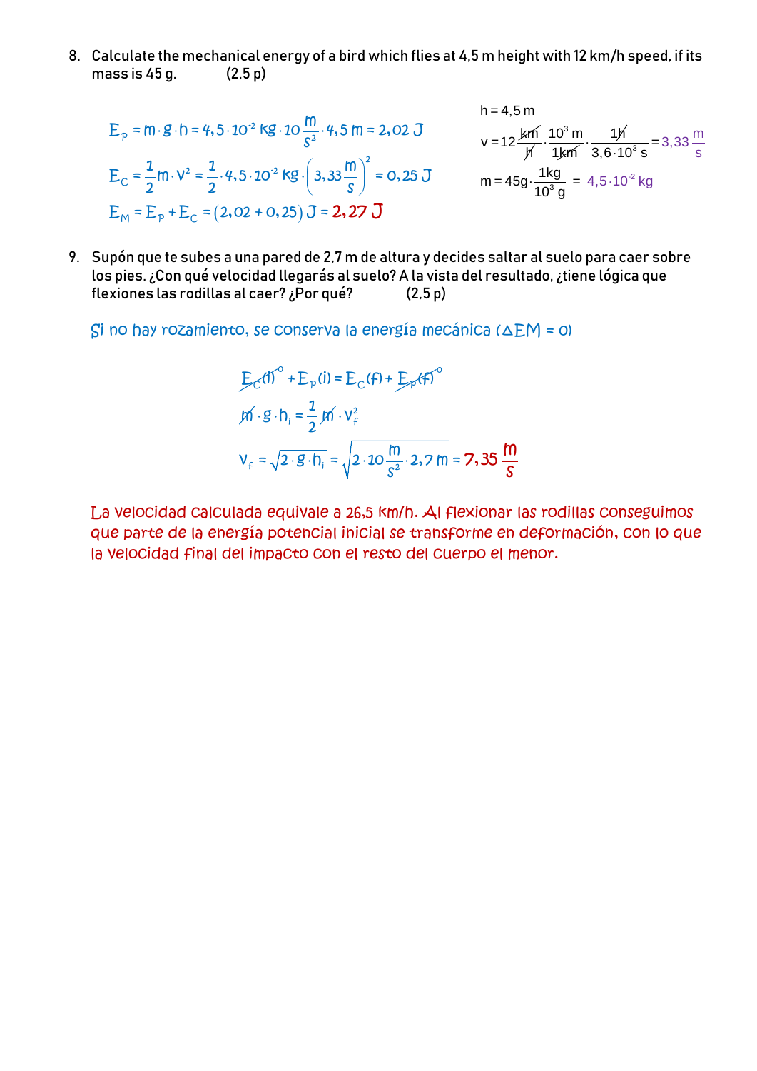8. Calculate the mechanical energy of a bird which flies at 4,5 m height with 12 km/h speed, if its mass is 45 g. (2,5 p)

$$E_P = m \cdot g \cdot h = 4,5 \cdot 10^{-2}\ kg \cdot 10\frac{m}{s^2} \cdot 4,5\ m = 2,02\ J$$

$$E_C = \frac{1}{2} m \cdot v^2 = \frac{1}{2} \cdot 4,5 \cdot 10^{-2}\ kg \cdot \left(3,33\frac{m}{s}\right)^2 = 0,25\ J$$

$$E_M = E_P + E_C = (2,02 + 0,25)\ J = 2,27\ J$$

$h = 4,5\ m$

$$v = 12\frac{km}{h} \cdot \frac{10^3\ m}{1\ km} \cdot \frac{1\ h}{3,6 \cdot 10^3\ s} = 3,33\frac{m}{s}$$

$$m = 45 g \cdot \frac{1 kg}{10^3\ g} = 4,5 \cdot 10^{-2}\ kg$$

9. Supón que te subes a una pared de 2,7 m de altura y decides saltar al suelo para caer sobre los pies. ¿Con qué velocidad llegarás al suelo? A la vista del resultado, ¿tiene lógica que flexiones las rodillas al caer? ¿Por qué? (2,5 p)

Si no hay rozamiento, se conserva la energía mecánica ($\Delta EM = 0$)

$$E_C(i)^{0} + E_P(i) = E_C(f) + E_P(f)^{0}$$

$$m \cdot g \cdot h_i = \frac{1}{2} m \cdot v_f^2$$

$$v_f = \sqrt{2 \cdot g \cdot h_i} = \sqrt{2 \cdot 10\frac{m}{s^2} \cdot 2,7\ m} = 7,35\frac{m}{s}$$

La velocidad calculada equivale a 26,5 km/h. Al flexionar las rodillas conseguimos que parte de la energía potencial inicial se transforme en deformación, con lo que la velocidad final del impacto con el resto del cuerpo el menor.